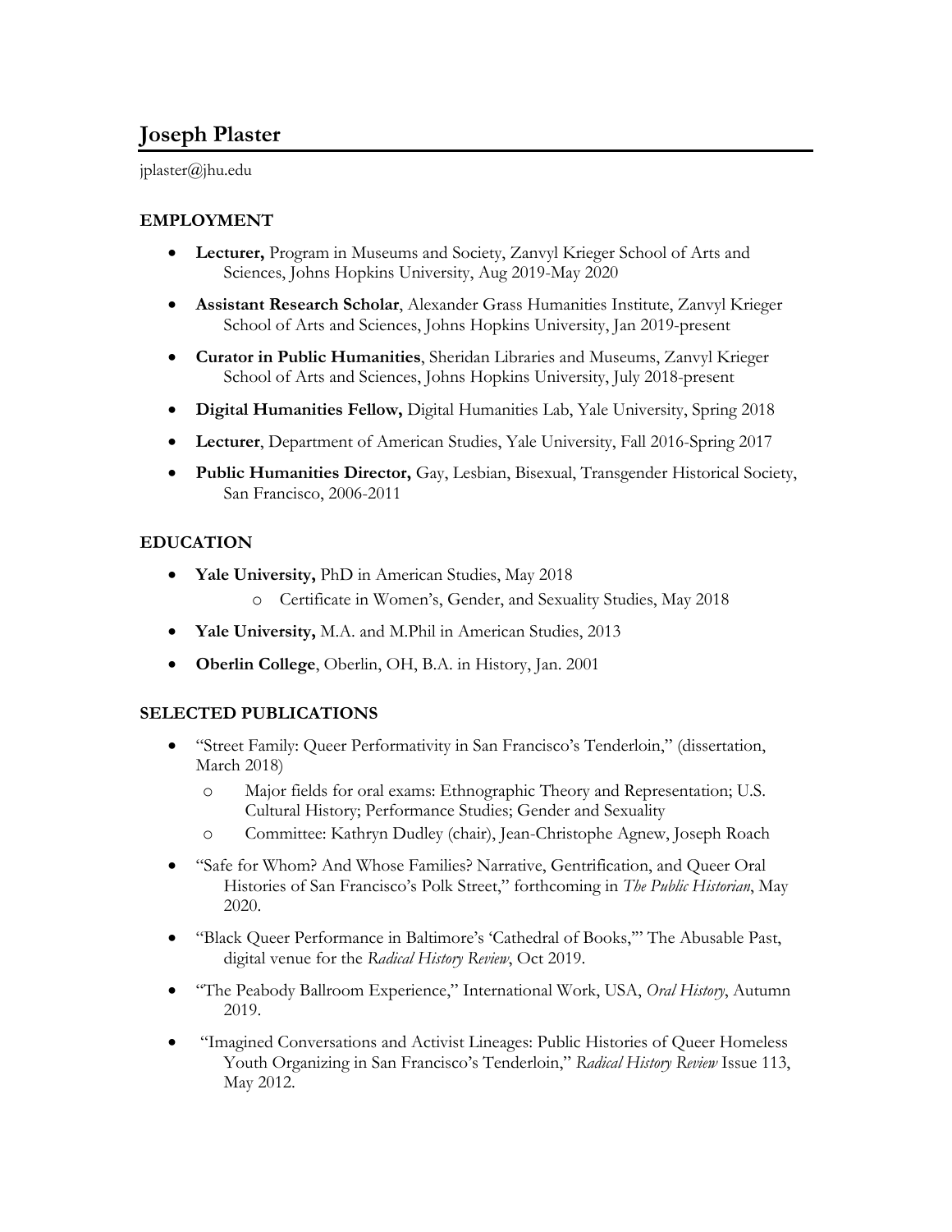# Joseph Plaster

jplaster@jhu.edu

## EMPLOYMENT

- **Lecturer,** Program in Museums and Society, Zanvyl Krieger School of Arts and Sciences, Johns Hopkins University, Aug 2019-May 2020
- **Assistant Research Scholar**, Alexander Grass Humanities Institute, Zanvyl Krieger School of Arts and Sciences, Johns Hopkins University, Jan 2019-present
- **Curator in Public Humanities**, Sheridan Libraries and Museums, Zanvyl Krieger School of Arts and Sciences, Johns Hopkins University, July 2018-present
- **Digital Humanities Fellow,** Digital Humanities Lab, Yale University, Spring 2018
- **Lecturer**, Department of American Studies, Yale University, Fall 2016-Spring 2017
- **Public Humanities Director,** Gay, Lesbian, Bisexual, Transgender Historical Society, San Francisco, 2006-2011

## EDUCATION

- **Yale University,** PhD in American Studies, May 2018
  - Certificate in Women's, Gender, and Sexuality Studies, May 2018
- **Yale University,** M.A. and M.Phil in American Studies, 2013
- **Oberlin College**, Oberlin, OH, B.A. in History, Jan. 2001

## SELECTED PUBLICATIONS

- "Street Family: Queer Performativity in San Francisco's Tenderloin," (dissertation, March 2018)
  - Major fields for oral exams: Ethnographic Theory and Representation; U.S. Cultural History; Performance Studies; Gender and Sexuality
  - Committee: Kathryn Dudley (chair), Jean-Christophe Agnew, Joseph Roach
- "Safe for Whom? And Whose Families? Narrative, Gentrification, and Queer Oral Histories of San Francisco's Polk Street," forthcoming in *The Public Historian*, May 2020.
- "Black Queer Performance in Baltimore's 'Cathedral of Books,'" The Abusable Past, digital venue for the *Radical History Review*, Oct 2019.
- "The Peabody Ballroom Experience," International Work, USA, *Oral History*, Autumn 2019.
- "Imagined Conversations and Activist Lineages: Public Histories of Queer Homeless Youth Organizing in San Francisco's Tenderloin," *Radical History Review* Issue 113, May 2012.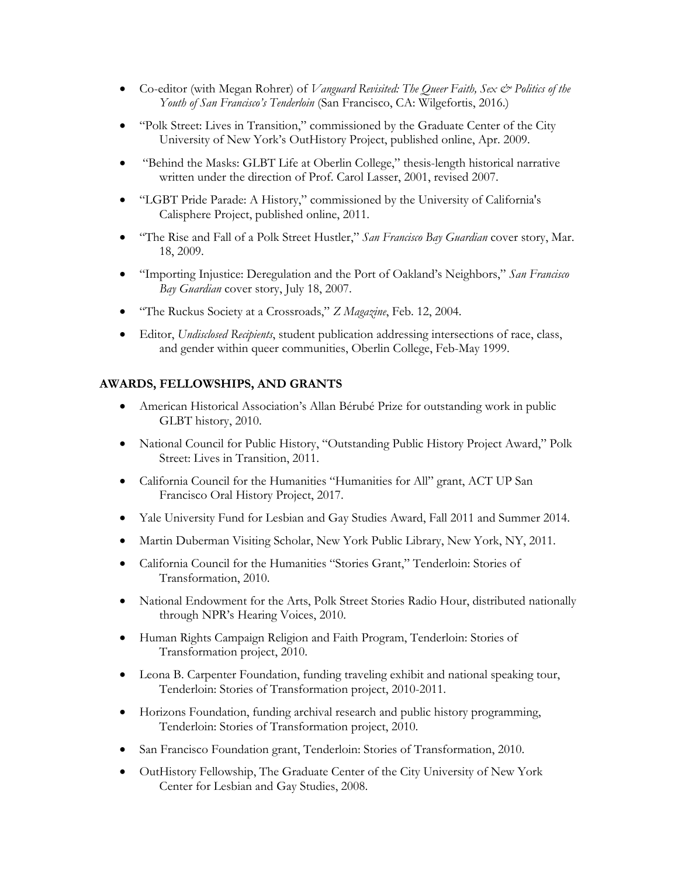- Co-editor (with Megan Rohrer) of *Vanguard Revisited: The Queer Faith, Sex & Politics of the Youth of San Francisco's Tenderloin* (San Francisco, CA: Wilgefortis, 2016.)
- "Polk Street: Lives in Transition," commissioned by the Graduate Center of the City University of New York's OutHistory Project, published online, Apr. 2009.
- "Behind the Masks: GLBT Life at Oberlin College," thesis-length historical narrative written under the direction of Prof. Carol Lasser, 2001, revised 2007.
- "LGBT Pride Parade: A History," commissioned by the University of California's Calisphere Project, published online, 2011.
- "The Rise and Fall of a Polk Street Hustler," *San Francisco Bay Guardian* cover story, Mar. 18, 2009.
- "Importing Injustice: Deregulation and the Port of Oakland's Neighbors," *San Francisco Bay Guardian* cover story, July 18, 2007.
- "The Ruckus Society at a Crossroads," *Z Magazine*, Feb. 12, 2004.
- Editor, *Undisclosed Recipients*, student publication addressing intersections of race, class, and gender within queer communities, Oberlin College, Feb-May 1999.

## AWARDS, FELLOWSHIPS, AND GRANTS

- American Historical Association's Allan Bérubé Prize for outstanding work in public GLBT history, 2010.
- National Council for Public History, "Outstanding Public History Project Award," Polk Street: Lives in Transition, 2011.
- California Council for the Humanities "Humanities for All" grant, ACT UP San Francisco Oral History Project, 2017.
- Yale University Fund for Lesbian and Gay Studies Award, Fall 2011 and Summer 2014.
- Martin Duberman Visiting Scholar, New York Public Library, New York, NY, 2011.
- California Council for the Humanities "Stories Grant," Tenderloin: Stories of Transformation, 2010.
- National Endowment for the Arts, Polk Street Stories Radio Hour, distributed nationally through NPR's Hearing Voices, 2010.
- Human Rights Campaign Religion and Faith Program, Tenderloin: Stories of Transformation project, 2010.
- Leona B. Carpenter Foundation, funding traveling exhibit and national speaking tour, Tenderloin: Stories of Transformation project, 2010-2011.
- Horizons Foundation, funding archival research and public history programming, Tenderloin: Stories of Transformation project, 2010.
- San Francisco Foundation grant, Tenderloin: Stories of Transformation, 2010.
- OutHistory Fellowship, The Graduate Center of the City University of New York Center for Lesbian and Gay Studies, 2008.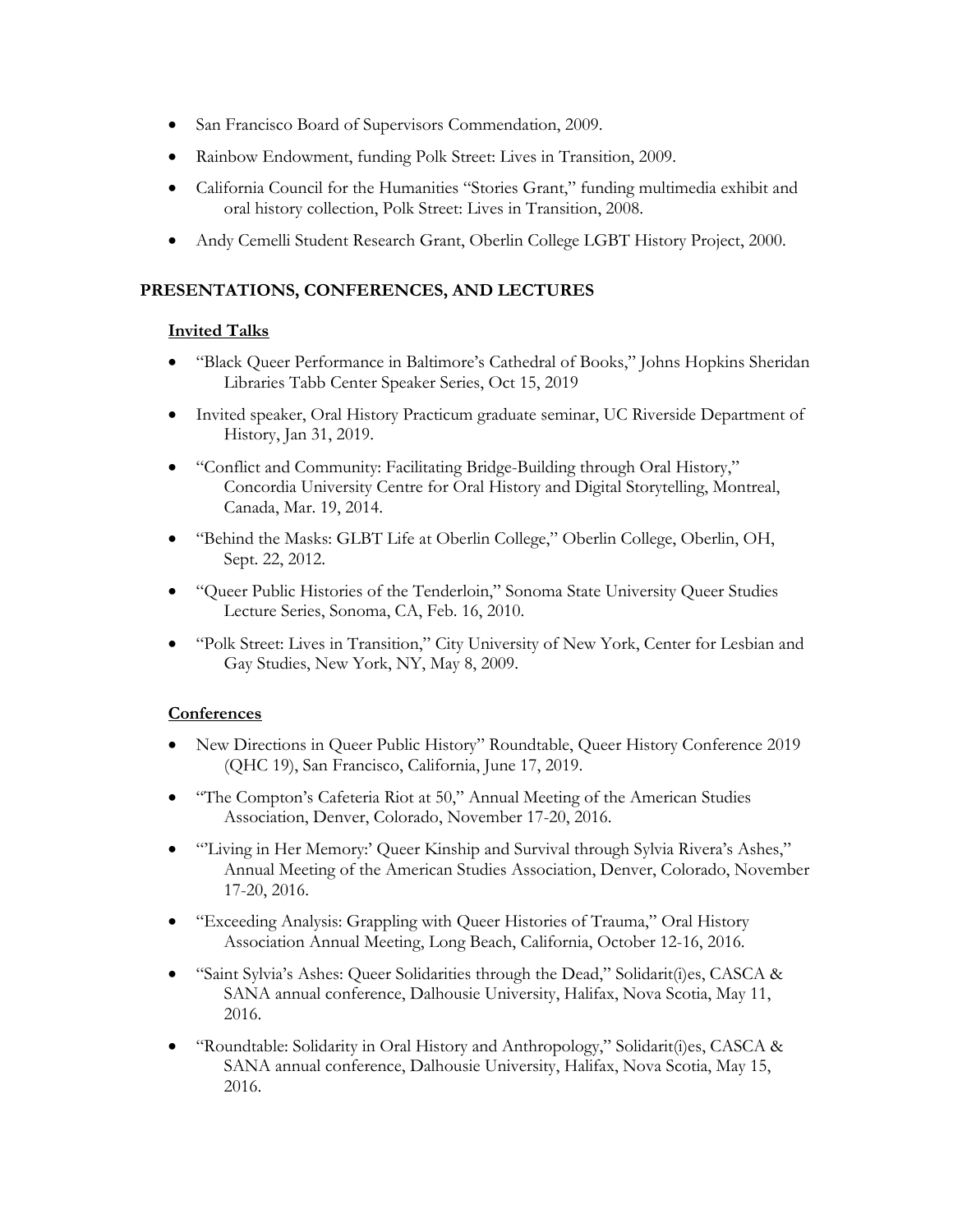- San Francisco Board of Supervisors Commendation, 2009.
- Rainbow Endowment, funding Polk Street: Lives in Transition, 2009.
- California Council for the Humanities "Stories Grant," funding multimedia exhibit and oral history collection, Polk Street: Lives in Transition, 2008.
- Andy Cemelli Student Research Grant, Oberlin College LGBT History Project, 2000.

## PRESENTATIONS, CONFERENCES, AND LECTURES

### Invited Talks

- "Black Queer Performance in Baltimore's Cathedral of Books," Johns Hopkins Sheridan Libraries Tabb Center Speaker Series, Oct 15, 2019
- Invited speaker, Oral History Practicum graduate seminar, UC Riverside Department of History, Jan 31, 2019.
- "Conflict and Community: Facilitating Bridge-Building through Oral History," Concordia University Centre for Oral History and Digital Storytelling, Montreal, Canada, Mar. 19, 2014.
- "Behind the Masks: GLBT Life at Oberlin College," Oberlin College, Oberlin, OH, Sept. 22, 2012.
- "Queer Public Histories of the Tenderloin," Sonoma State University Queer Studies Lecture Series, Sonoma, CA, Feb. 16, 2010.
- "Polk Street: Lives in Transition," City University of New York, Center for Lesbian and Gay Studies, New York, NY, May 8, 2009.

### Conferences

- New Directions in Queer Public History" Roundtable, Queer History Conference 2019 (QHC 19), San Francisco, California, June 17, 2019.
- "The Compton's Cafeteria Riot at 50," Annual Meeting of the American Studies Association, Denver, Colorado, November 17-20, 2016.
- "'Living in Her Memory:' Queer Kinship and Survival through Sylvia Rivera's Ashes," Annual Meeting of the American Studies Association, Denver, Colorado, November 17-20, 2016.
- "Exceeding Analysis: Grappling with Queer Histories of Trauma," Oral History Association Annual Meeting, Long Beach, California, October 12-16, 2016.
- "Saint Sylvia's Ashes: Queer Solidarities through the Dead," Solidarit(i)es, CASCA & SANA annual conference, Dalhousie University, Halifax, Nova Scotia, May 11, 2016.
- "Roundtable: Solidarity in Oral History and Anthropology," Solidarit(i)es, CASCA & SANA annual conference, Dalhousie University, Halifax, Nova Scotia, May 15, 2016.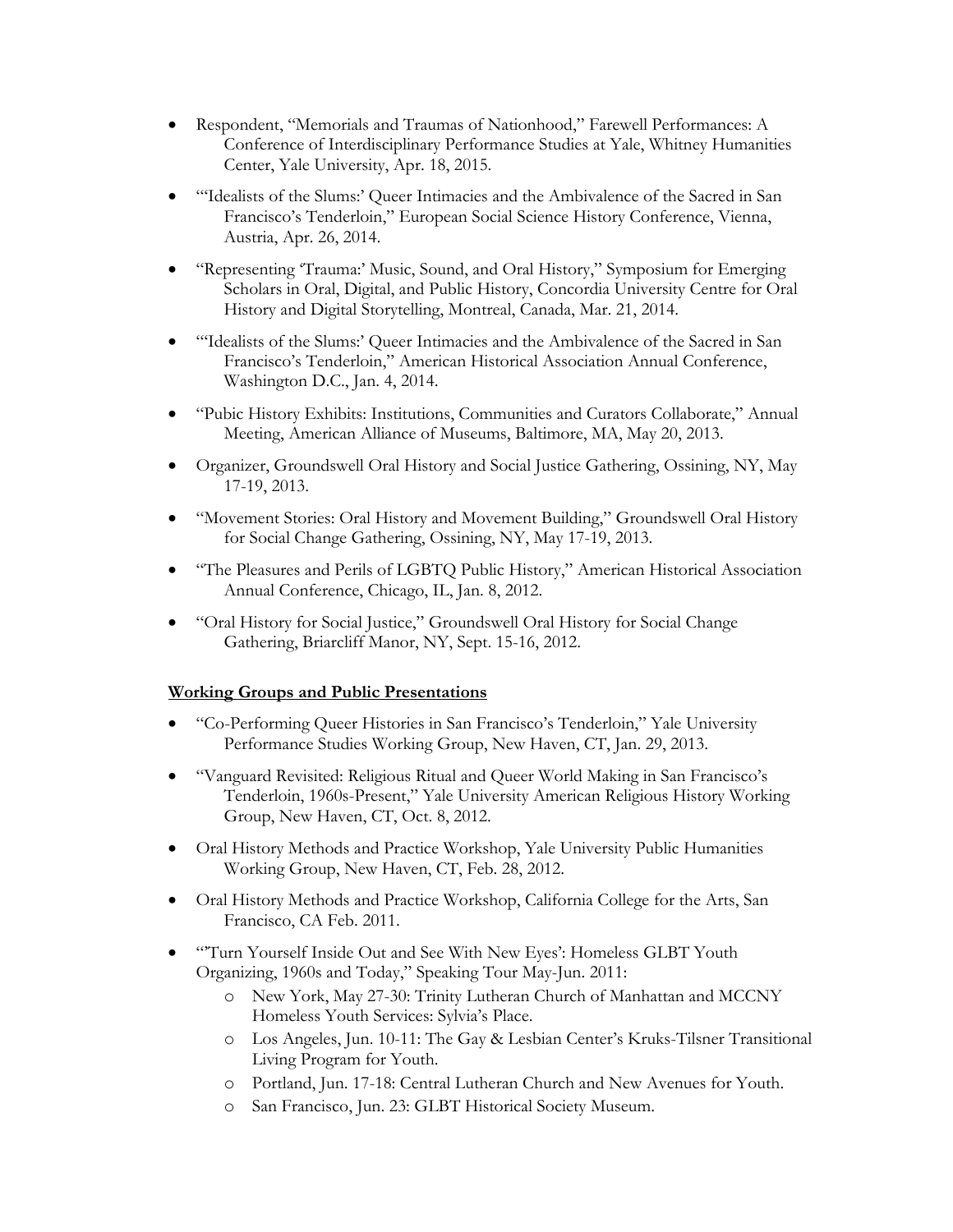- Respondent, "Memorials and Traumas of Nationhood," Farewell Performances: A Conference of Interdisciplinary Performance Studies at Yale, Whitney Humanities Center, Yale University, Apr. 18, 2015.
- "'Idealists of the Slums:' Queer Intimacies and the Ambivalence of the Sacred in San Francisco's Tenderloin," European Social Science History Conference, Vienna, Austria, Apr. 26, 2014.
- "Representing 'Trauma:' Music, Sound, and Oral History," Symposium for Emerging Scholars in Oral, Digital, and Public History, Concordia University Centre for Oral History and Digital Storytelling, Montreal, Canada, Mar. 21, 2014.
- "'Idealists of the Slums:' Queer Intimacies and the Ambivalence of the Sacred in San Francisco's Tenderloin," American Historical Association Annual Conference, Washington D.C., Jan. 4, 2014.
- "Pubic History Exhibits: Institutions, Communities and Curators Collaborate," Annual Meeting, American Alliance of Museums, Baltimore, MA, May 20, 2013.
- Organizer, Groundswell Oral History and Social Justice Gathering, Ossining, NY, May 17-19, 2013.
- "Movement Stories: Oral History and Movement Building," Groundswell Oral History for Social Change Gathering, Ossining, NY, May 17-19, 2013.
- "The Pleasures and Perils of LGBTQ Public History," American Historical Association Annual Conference, Chicago, IL, Jan. 8, 2012.
- "Oral History for Social Justice," Groundswell Oral History for Social Change Gathering, Briarcliff Manor, NY, Sept. 15-16, 2012.

**Working Groups and Public Presentations**

- "Co-Performing Queer Histories in San Francisco's Tenderloin," Yale University Performance Studies Working Group, New Haven, CT, Jan. 29, 2013.
- "Vanguard Revisited: Religious Ritual and Queer World Making in San Francisco's Tenderloin, 1960s-Present," Yale University American Religious History Working Group, New Haven, CT, Oct. 8, 2012.
- Oral History Methods and Practice Workshop, Yale University Public Humanities Working Group, New Haven, CT, Feb. 28, 2012.
- Oral History Methods and Practice Workshop, California College for the Arts, San Francisco, CA Feb. 2011.
- "'Turn Yourself Inside Out and See With New Eyes': Homeless GLBT Youth Organizing, 1960s and Today," Speaking Tour May-Jun. 2011:
  - New York, May 27-30: Trinity Lutheran Church of Manhattan and MCCNY Homeless Youth Services: Sylvia's Place.
  - Los Angeles, Jun. 10-11: The Gay & Lesbian Center's Kruks-Tilsner Transitional Living Program for Youth.
  - Portland, Jun. 17-18: Central Lutheran Church and New Avenues for Youth.
  - San Francisco, Jun. 23: GLBT Historical Society Museum.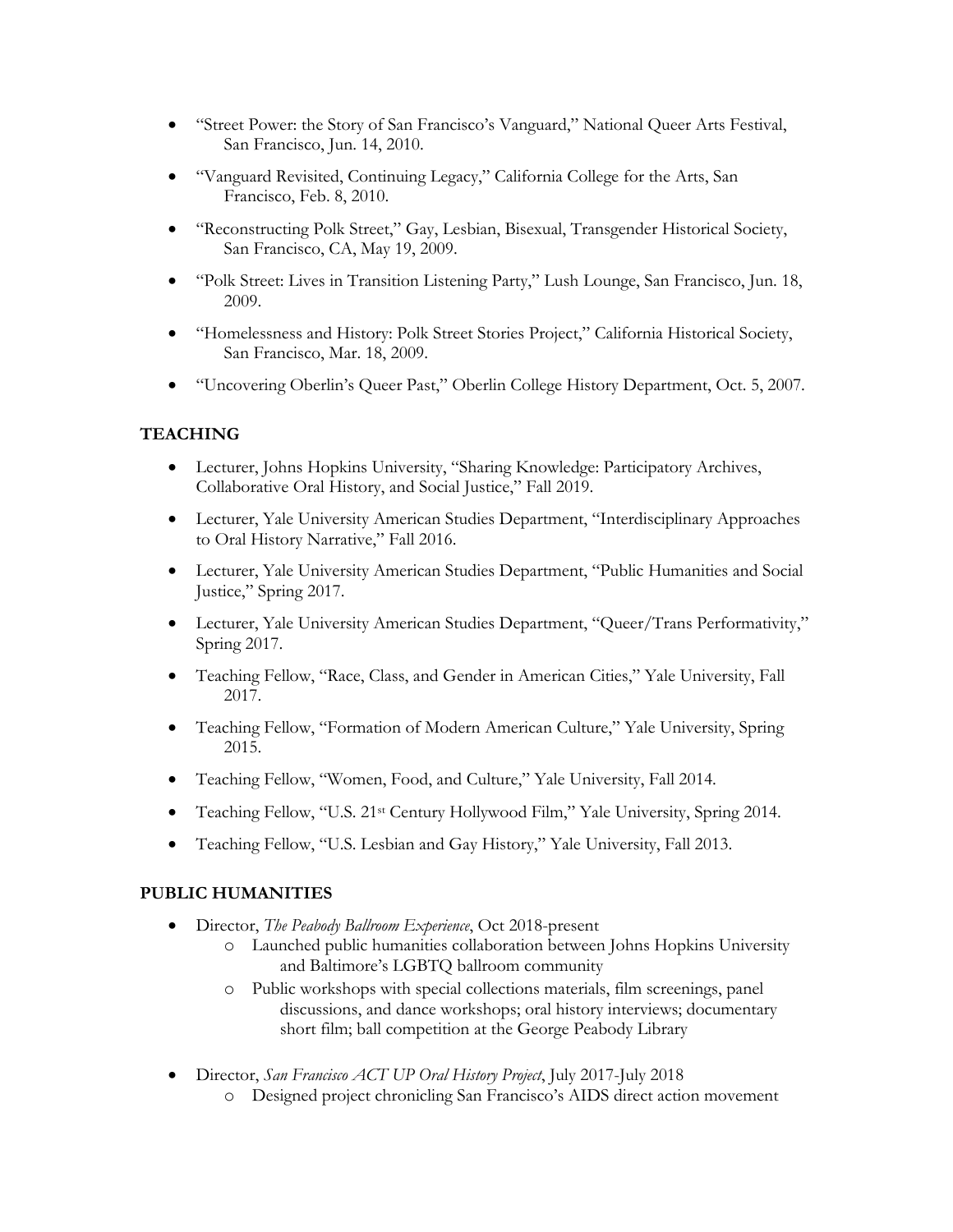- "Street Power: the Story of San Francisco's Vanguard," National Queer Arts Festival, San Francisco, Jun. 14, 2010.
- "Vanguard Revisited, Continuing Legacy," California College for the Arts, San Francisco, Feb. 8, 2010.
- "Reconstructing Polk Street," Gay, Lesbian, Bisexual, Transgender Historical Society, San Francisco, CA, May 19, 2009.
- "Polk Street: Lives in Transition Listening Party," Lush Lounge, San Francisco, Jun. 18, 2009.
- "Homelessness and History: Polk Street Stories Project," California Historical Society, San Francisco, Mar. 18, 2009.
- "Uncovering Oberlin's Queer Past," Oberlin College History Department, Oct. 5, 2007.

## TEACHING

- Lecturer, Johns Hopkins University, "Sharing Knowledge: Participatory Archives, Collaborative Oral History, and Social Justice," Fall 2019.
- Lecturer, Yale University American Studies Department, "Interdisciplinary Approaches to Oral History Narrative," Fall 2016.
- Lecturer, Yale University American Studies Department, "Public Humanities and Social Justice," Spring 2017.
- Lecturer, Yale University American Studies Department, "Queer/Trans Performativity," Spring 2017.
- Teaching Fellow, "Race, Class, and Gender in American Cities," Yale University, Fall 2017.
- Teaching Fellow, "Formation of Modern American Culture," Yale University, Spring 2015.
- Teaching Fellow, "Women, Food, and Culture," Yale University, Fall 2014.
- Teaching Fellow, "U.S. 21st Century Hollywood Film," Yale University, Spring 2014.
- Teaching Fellow, "U.S. Lesbian and Gay History," Yale University, Fall 2013.

## PUBLIC HUMANITIES

- Director, *The Peabody Ballroom Experience*, Oct 2018-present
  - Launched public humanities collaboration between Johns Hopkins University and Baltimore's LGBTQ ballroom community
  - Public workshops with special collections materials, film screenings, panel discussions, and dance workshops; oral history interviews; documentary short film; ball competition at the George Peabody Library
- Director, *San Francisco ACT UP Oral History Project*, July 2017-July 2018
  - Designed project chronicling San Francisco's AIDS direct action movement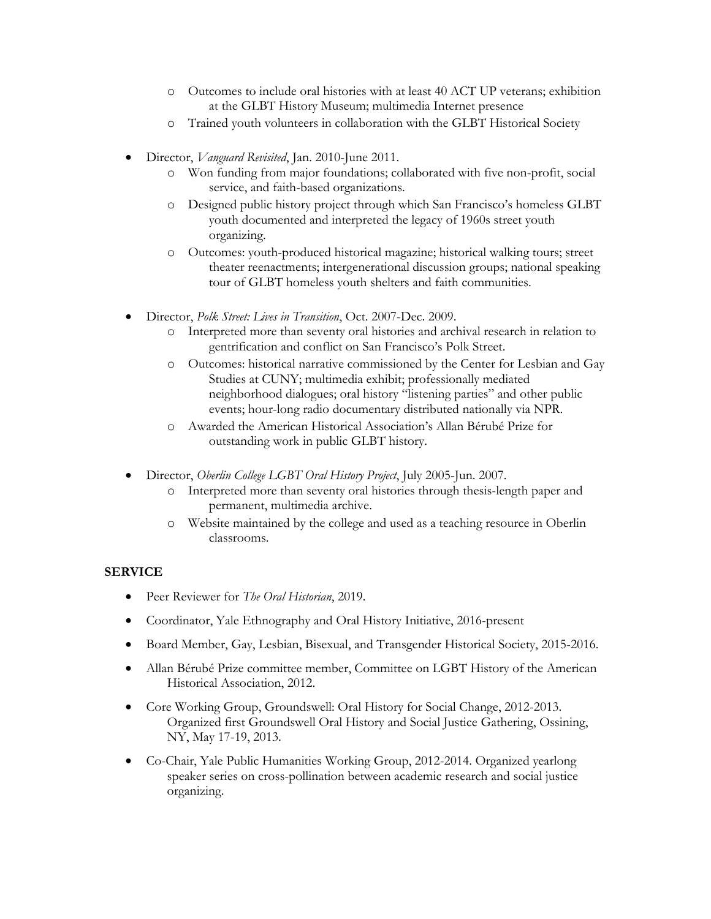- Outcomes to include oral histories with at least 40 ACT UP veterans; exhibition at the GLBT History Museum; multimedia Internet presence
  - Trained youth volunteers in collaboration with the GLBT Historical Society

- Director, *Vanguard Revisited*, Jan. 2010-June 2011.
  - Won funding from major foundations; collaborated with five non-profit, social service, and faith-based organizations.
  - Designed public history project through which San Francisco's homeless GLBT youth documented and interpreted the legacy of 1960s street youth organizing.
  - Outcomes: youth-produced historical magazine; historical walking tours; street theater reenactments; intergenerational discussion groups; national speaking tour of GLBT homeless youth shelters and faith communities.

- Director, *Polk Street: Lives in Transition*, Oct. 2007-Dec. 2009.
  - Interpreted more than seventy oral histories and archival research in relation to gentrification and conflict on San Francisco's Polk Street.
  - Outcomes: historical narrative commissioned by the Center for Lesbian and Gay Studies at CUNY; multimedia exhibit; professionally mediated neighborhood dialogues; oral history "listening parties" and other public events; hour-long radio documentary distributed nationally via NPR.
  - Awarded the American Historical Association's Allan Bérubé Prize for outstanding work in public GLBT history.

- Director, *Oberlin College LGBT Oral History Project*, July 2005-Jun. 2007.
  - Interpreted more than seventy oral histories through thesis-length paper and permanent, multimedia archive.
  - Website maintained by the college and used as a teaching resource in Oberlin classrooms.

**SERVICE**

- Peer Reviewer for *The Oral Historian*, 2019.
- Coordinator, Yale Ethnography and Oral History Initiative, 2016-present
- Board Member, Gay, Lesbian, Bisexual, and Transgender Historical Society, 2015-2016.
- Allan Bérubé Prize committee member, Committee on LGBT History of the American Historical Association, 2012.
- Core Working Group, Groundswell: Oral History for Social Change, 2012-2013. Organized first Groundswell Oral History and Social Justice Gathering, Ossining, NY, May 17-19, 2013.
- Co-Chair, Yale Public Humanities Working Group, 2012-2014. Organized yearlong speaker series on cross-pollination between academic research and social justice organizing.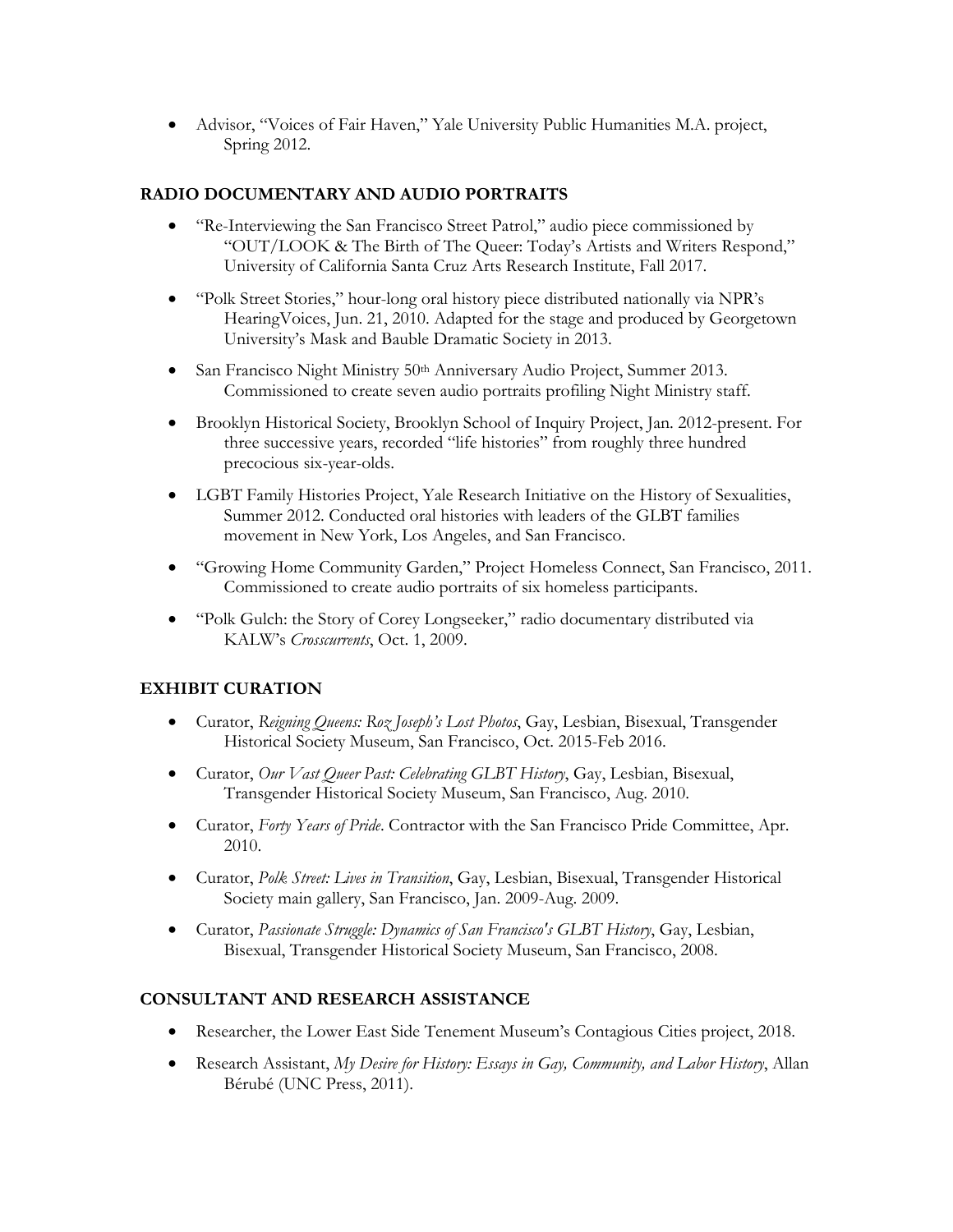- Advisor, "Voices of Fair Haven," Yale University Public Humanities M.A. project, Spring 2012.

## RADIO DOCUMENTARY AND AUDIO PORTRAITS

- "Re-Interviewing the San Francisco Street Patrol," audio piece commissioned by "OUT/LOOK & The Birth of The Queer: Today's Artists and Writers Respond," University of California Santa Cruz Arts Research Institute, Fall 2017.
- "Polk Street Stories," hour-long oral history piece distributed nationally via NPR's HearingVoices, Jun. 21, 2010. Adapted for the stage and produced by Georgetown University's Mask and Bauble Dramatic Society in 2013.
- San Francisco Night Ministry 50th Anniversary Audio Project, Summer 2013. Commissioned to create seven audio portraits profiling Night Ministry staff.
- Brooklyn Historical Society, Brooklyn School of Inquiry Project, Jan. 2012-present. For three successive years, recorded "life histories" from roughly three hundred precocious six-year-olds.
- LGBT Family Histories Project, Yale Research Initiative on the History of Sexualities, Summer 2012. Conducted oral histories with leaders of the GLBT families movement in New York, Los Angeles, and San Francisco.
- "Growing Home Community Garden," Project Homeless Connect, San Francisco, 2011. Commissioned to create audio portraits of six homeless participants.
- "Polk Gulch: the Story of Corey Longseeker," radio documentary distributed via KALW's *Crosscurrents*, Oct. 1, 2009.

## EXHIBIT CURATION

- Curator, *Reigning Queens: Roz Joseph's Lost Photos*, Gay, Lesbian, Bisexual, Transgender Historical Society Museum, San Francisco, Oct. 2015-Feb 2016.
- Curator, *Our Vast Queer Past: Celebrating GLBT History*, Gay, Lesbian, Bisexual, Transgender Historical Society Museum, San Francisco, Aug. 2010.
- Curator, *Forty Years of Pride*. Contractor with the San Francisco Pride Committee, Apr. 2010.
- Curator, *Polk Street: Lives in Transition*, Gay, Lesbian, Bisexual, Transgender Historical Society main gallery, San Francisco, Jan. 2009-Aug. 2009.
- Curator, *Passionate Struggle: Dynamics of San Francisco's GLBT History*, Gay, Lesbian, Bisexual, Transgender Historical Society Museum, San Francisco, 2008.

## CONSULTANT AND RESEARCH ASSISTANCE

- Researcher, the Lower East Side Tenement Museum's Contagious Cities project, 2018.
- Research Assistant, *My Desire for History: Essays in Gay, Community, and Labor History*, Allan Bérubé (UNC Press, 2011).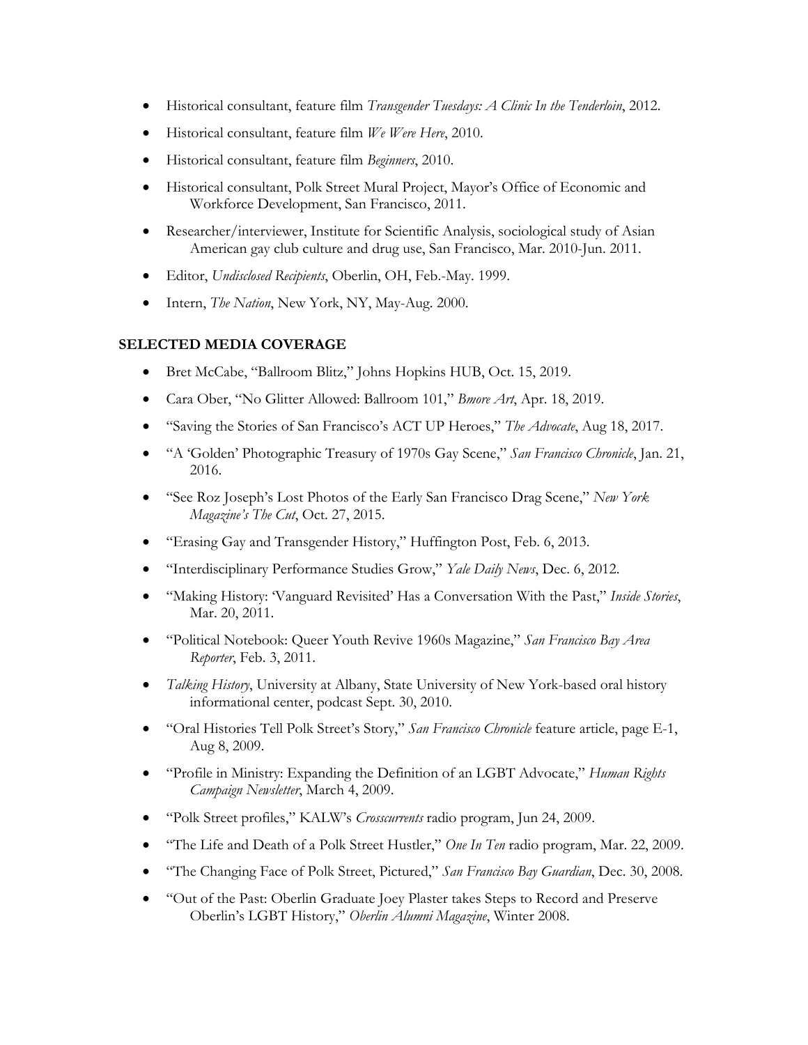- Historical consultant, feature film *Transgender Tuesdays: A Clinic In the Tenderloin*, 2012.
- Historical consultant, feature film *We Were Here*, 2010.
- Historical consultant, feature film *Beginners*, 2010.
- Historical consultant, Polk Street Mural Project, Mayor's Office of Economic and Workforce Development, San Francisco, 2011.
- Researcher/interviewer, Institute for Scientific Analysis, sociological study of Asian American gay club culture and drug use, San Francisco, Mar. 2010-Jun. 2011.
- Editor, *Undisclosed Recipients*, Oberlin, OH, Feb.-May. 1999.
- Intern, *The Nation*, New York, NY, May-Aug. 2000.

## SELECTED MEDIA COVERAGE

- Bret McCabe, "Ballroom Blitz," Johns Hopkins HUB, Oct. 15, 2019.
- Cara Ober, "No Glitter Allowed: Ballroom 101," *Bmore Art*, Apr. 18, 2019.
- "Saving the Stories of San Francisco's ACT UP Heroes," *The Advocate*, Aug 18, 2017.
- "A 'Golden' Photographic Treasury of 1970s Gay Scene," *San Francisco Chronicle*, Jan. 21, 2016.
- "See Roz Joseph's Lost Photos of the Early San Francisco Drag Scene," *New York Magazine's The Cut*, Oct. 27, 2015.
- "Erasing Gay and Transgender History," Huffington Post, Feb. 6, 2013.
- "Interdisciplinary Performance Studies Grow," *Yale Daily News*, Dec. 6, 2012.
- "Making History: 'Vanguard Revisited' Has a Conversation With the Past," *Inside Stories*, Mar. 20, 2011.
- "Political Notebook: Queer Youth Revive 1960s Magazine," *San Francisco Bay Area Reporter*, Feb. 3, 2011.
- *Talking History*, University at Albany, State University of New York-based oral history informational center, podcast Sept. 30, 2010.
- "Oral Histories Tell Polk Street's Story," *San Francisco Chronicle* feature article, page E-1, Aug 8, 2009.
- "Profile in Ministry: Expanding the Definition of an LGBT Advocate," *Human Rights Campaign Newsletter*, March 4, 2009.
- "Polk Street profiles," KALW's *Crosscurrents* radio program, Jun 24, 2009.
- "The Life and Death of a Polk Street Hustler," *One In Ten* radio program, Mar. 22, 2009.
- "The Changing Face of Polk Street, Pictured," *San Francisco Bay Guardian*, Dec. 30, 2008.
- "Out of the Past: Oberlin Graduate Joey Plaster takes Steps to Record and Preserve Oberlin's LGBT History," *Oberlin Alumni Magazine*, Winter 2008.